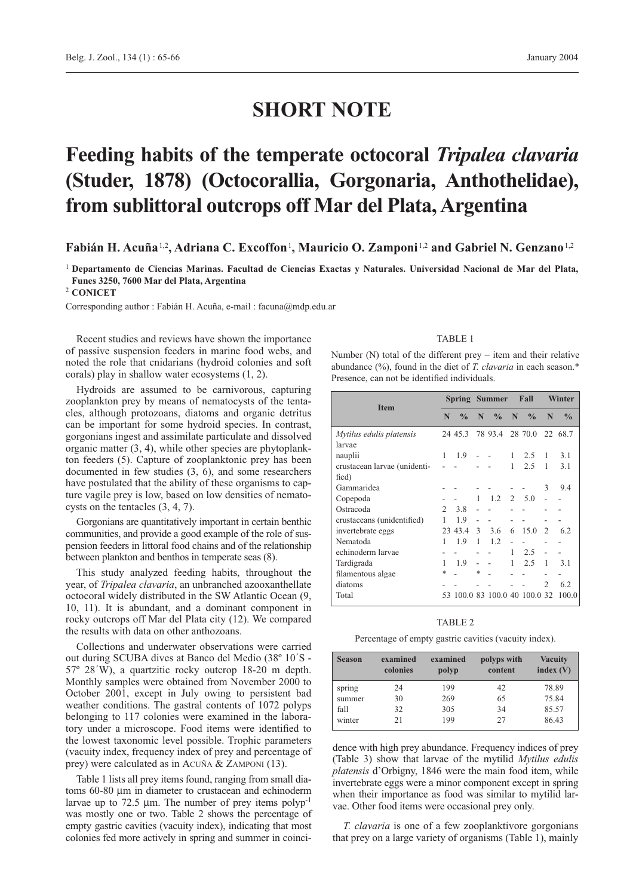# SHORT NOTE

# Feeding habits of the temperate octocoral *Tripalea clavaria* (Studer, 1878) (Octocorallia, Gorgonaria, Anthothelidae), from sublittoral outcrops off Mar del Plata, Argentina

**Fabián H. Acuña**[1,2], **Adriana C. Excoffon**[1], **Mauricio O. Zamponi**[1,2] **and Gabriel N. Genzano**[1,2]

[1] **Departamento de Ciencias Marinas. Facultad de Ciencias Exactas y Naturales. Universidad Nacional de Mar del Plata, Funes 3250, 7600 Mar del Plata, Argentina**

[2] **CONICET**

Corresponding author : Fabián H. Acuña, e-mail : facuna@mdp.edu.ar

Recent studies and reviews have shown the importance of passive suspension feeders in marine food webs, and noted the role that cnidarians (hydroid colonies and soft corals) play in shallow water ecosystems (1, 2).

Hydroids are assumed to be carnivorous, capturing zooplankton prey by means of nematocysts of the tentacles, although protozoans, diatoms and organic detritus can be important for some hydroid species. In contrast, gorgonians ingest and assimilate particulate and dissolved organic matter (3, 4), while other species are phytoplankton feeders (5). Capture of zooplanktonic prey has been documented in few studies (3, 6), and some researchers have postulated that the ability of these organisms to capture vagile prey is low, based on low densities of nematocysts on the tentacles (3, 4, 7).

Gorgonians are quantitatively important in certain benthic communities, and provide a good example of the role of suspension feeders in littoral food chains and of the relationship between plankton and benthos in temperate seas (8).

This study analyzed feeding habits, throughout the year, of *Tripalea clavaria*, an unbranched azooxanthellate octocoral widely distributed in the SW Atlantic Ocean (9, 10, 11). It is abundant, and a dominant component in rocky outcrops off Mar del Plata city (12). We compared the results with data on other anthozoans.

Collections and underwater observations were carried out during SCUBA dives at Banco del Medio (38º 10´S - 57º 28´W), a quartzitic rocky outcrop 18-20 m depth. Monthly samples were obtained from November 2000 to October 2001, except in July owing to persistent bad weather conditions. The gastral contents of 1072 polyps belonging to 117 colonies were examined in the laboratory under a microscope. Food items were identified to the lowest taxonomic level possible. Trophic parameters (vacuity index, frequency index of prey and percentage of prey) were calculated as in Acuña & Zamponi (13).

Table 1 lists all prey items found, ranging from small diatoms 60-80 µm in diameter to crustacean and echinoderm larvae up to 72.5 µm. The number of prey items polyp$^{-1}$ was mostly one or two. Table 2 shows the percentage of empty gastric cavities (vacuity index), indicating that most colonies fed more actively in spring and summer in coincidence with high prey abundance. Frequency indices of prey (Table 3) show that larvae of the mytilid *Mytilus edulis platensis* d'Orbigny, 1846 were the main food item, while invertebrate eggs were a minor component except in spring when their importance as food was similar to mytilid larvae. Other food items were occasional prey only.

TABLE 1

Number (N) total of the different prey – item and their relative abundance (%), found in the diet of *T. clavaria* in each season.* Presence, can not be identified individuals.

| Item | Spring | | Summer | | Fall | | Winter | |
|---|---|---|---|---|---|---|---|---|
| | N | % | N | % | N | % | N | % |
| *Mytilus edulis platensis* larvae | 24 | 45.3 | 78 | 93.4 | 28 | 70.0 | 22 | 68.7 |
| nauplii | 1 | 1.9 | - | - | 1 | 2.5 | 1 | 3.1 |
| crustacean larvae (unidentified) | - | - | - | - | 1 | 2.5 | 1 | 3.1 |
| Gammaridea | - | - | - | - | - | - | 3 | 9.4 |
| Copepoda | - | - | 1 | 1.2 | 2 | 5.0 | - | - |
| Ostracoda | 2 | 3.8 | - | - | - | - | - | - |
| crustaceans (unidentified) | 1 | 1.9 | - | - | - | - | - | - |
| invertebrate eggs | 23 | 43.4 | 3 | 3.6 | 6 | 15.0 | 2 | 6.2 |
| Nematoda | 1 | 1.9 | 1 | 1.2 | - | - | - | - |
| echinoderm larvae | - | - | - | - | 1 | 2.5 | - | - |
| Tardigrada | 1 | 1.9 | - | - | 1 | 2.5 | 1 | 3.1 |
| filamentous algae | * | - | * | - | - | - | - | - |
| diatoms | - | - | - | - | - | - | 2 | 6.2 |
| Total | 53 | 100.0 | 83 | 100.0 | 40 | 100.0 | 32 | 100.0 |

TABLE 2

Percentage of empty gastric cavities (vacuity index).

| Season | examined colonies | examined polyp | polyps with content | Vacuity index (V) |
|---|---|---|---|---|
| spring | 24 | 199 | 42 | 78.89 |
| summer | 30 | 269 | 65 | 75.84 |
| fall | 32 | 305 | 34 | 85.57 |
| winter | 21 | 199 | 27 | 86.43 |

*T. clavaria* is one of a few zooplanktivore gorgonians that prey on a large variety of organisms (Table 1), mainly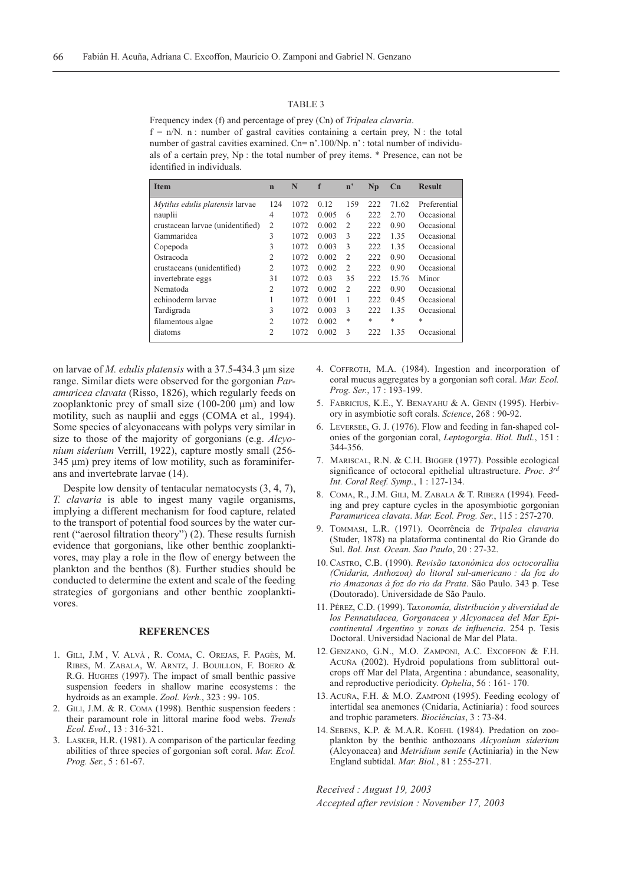TABLE 3

Frequency index (f) and percentage of prey (Cn) of *Tripalea clavaria*.
f = n/N. n : number of gastral cavities containing a certain prey, N : the total number of gastral cavities examined. Cn= n'.100/Np. n' : total number of individuals of a certain prey, Np : the total number of prey items. * Presence, can not be identified in individuals.

| Item | n | N | f | n' | Np | Cn | Result |
|---|---|---|---|---|---|---|---|
| *Mytilus edulis platensis* larvae | 124 | 1072 | 0.12 | 159 | 222 | 71.62 | Preferential |
| nauplii | 4 | 1072 | 0.005 | 6 | 222 | 2.70 | Occasional |
| crustacean larvae (unidentified) | 2 | 1072 | 0.002 | 2 | 222 | 0.90 | Occasional |
| Gammaridea | 3 | 1072 | 0.003 | 3 | 222 | 1.35 | Occasional |
| Copepoda | 3 | 1072 | 0.003 | 3 | 222 | 1.35 | Occasional |
| Ostracoda | 2 | 1072 | 0.002 | 2 | 222 | 0.90 | Occasional |
| crustaceans (unidentified) | 2 | 1072 | 0.002 | 2 | 222 | 0.90 | Occasional |
| invertebrate eggs | 31 | 1072 | 0.03 | 35 | 222 | 15.76 | Minor |
| Nematoda | 2 | 1072 | 0.002 | 2 | 222 | 0.90 | Occasional |
| echinoderm larvae | 1 | 1072 | 0.001 | 1 | 222 | 0.45 | Occasional |
| Tardigrada | 3 | 1072 | 0.003 | 3 | 222 | 1.35 | Occasional |
| filamentous algae | 2 | 1072 | 0.002 | * | * | * | * |
| diatoms | 2 | 1072 | 0.002 | 3 | 222 | 1.35 | Occasional |

on larvae of *M. edulis platensis* with a 37.5-434.3 µm size range. Similar diets were observed for the gorgonian *Paramuricea clavata* (Risso, 1826), which regularly feeds on zooplanktonic prey of small size (100-200 µm) and low motility, such as nauplii and eggs (COMA et al*.,* 1994). Some species of alcyonaceans with polyps very similar in size to those of the majority of gorgonians (e.g. *Alcyonium siderium* Verrill, 1922), capture mostly small (256-345 µm) prey items of low motility, such as foraminiferans and invertebrate larvae (14).

Despite low density of tentacular nematocysts (3, 4, 7), *T. clavaria* is able to ingest many vagile organisms, implying a different mechanism for food capture, related to the transport of potential food sources by the water current ("aerosol filtration theory") (2). These results furnish evidence that gorgonians, like other benthic zooplanktivores, may play a role in the flow of energy between the plankton and the benthos (8). Further studies should be conducted to determine the extent and scale of the feeding strategies of gorgonians and other benthic zooplanktivores.

## REFERENCES

1. GILI, J.M , V. ALVÀ , R. COMA, C. OREJAS, F. PAGÈS, M. RIBES, M. ZABALA, W. ARNTZ, J. BOUILLON, F. BOERO & R.G. HUGHES (1997). The impact of small benthic passive suspension feeders in shallow marine ecosystems : the hydroids as an example. *Zool. Verh.*, 323 : 99- 105.
2. GILI, J.M. & R. COMA (1998). Benthic suspension feeders : their paramount role in littoral marine food webs. *Trends Ecol. Evol.*, 13 : 316-321.
3. LASKER, H.R. (1981). A comparison of the particular feeding abilities of three species of gorgonian soft coral. *Mar. Ecol. Prog. Ser.*, 5 : 61-67.
4. COFFROTH, M.A. (1984). Ingestion and incorporation of coral mucus aggregates by a gorgonian soft coral. *Mar. Ecol. Prog. Ser.*, 17 : 193-199.
5. FABRICIUS, K.E., Y. BENAYAHU & A. GENIN (1995). Herbivory in asymbiotic soft corals. *Science*, 268 : 90-92.
6. LEVERSEE, G. J. (1976). Flow and feeding in fan-shaped colonies of the gorgonian coral, *Leptogorgia*. *Biol. Bull.*, 151 : 344-356.
7. MARISCAL, R.N. & C.H. BIGGER (1977). Possible ecological significance of octocoral epithelial ultrastructure. *Proc. 3rd Int. Coral Reef. Symp.*, 1 : 127-134.
8. COMA, R., J.M. GILI, M. ZABALA & T. RIBERA (1994). Feeding and prey capture cycles in the aposymbiotic gorgonian *Paramuricea clavata*. *Mar. Ecol. Prog. Ser.*, 115 : 257-270.
9. TOMMASI, L.R. (1971). Ocorrência de *Tripalea clavaria* (Studer, 1878) na plataforma continental do Rio Grande do Sul. *Bol. Inst. Ocean. Sao Paulo*, 20 : 27-32.
10. CASTRO, C.B. (1990). *Revisão taxonómica dos octocorallia (Cnidaria, Anthozoa) do litoral sul-americano : da foz do rio Amazonas à foz do rio da Prata*. São Paulo. 343 p. Tese (Doutorado). Universidade de São Paulo.
11. PÉREZ, C.D. (1999). T*axonomía, distribución y diversidad de los Pennatulacea, Gorgonacea y Alcyonacea del Mar Epicontinental Argentino y zonas de influencia*. 254 p. Tesis Doctoral. Universidad Nacional de Mar del Plata.
12. GENZANO, G.N., M.O. ZAMPONI, A.C. EXCOFFON & F.H. ACUÑA (2002). Hydroid populations from sublittoral outcrops off Mar del Plata, Argentina : abundance, seasonality, and reproductive periodicity. *Ophelia*, 56 : 161- 170.
13. ACUÑA, F.H. & M.O. ZAMPONI (1995). Feeding ecology of intertidal sea anemones (Cnidaria, Actiniaria) : food sources and trophic parameters. *Biociências*, 3 : 73-84.
14. SEBENS, K.P. & M.A.R. KOEHL (1984). Predation on zooplankton by the benthic anthozoans *Alcyonium siderium* (Alcyonacea) and *Metridium senile* (Actiniaria) in the New England subtidal. *Mar. Biol.*, 81 : 255-271.

*Received : August 19, 2003*
*Accepted after revision : November 17, 2003*